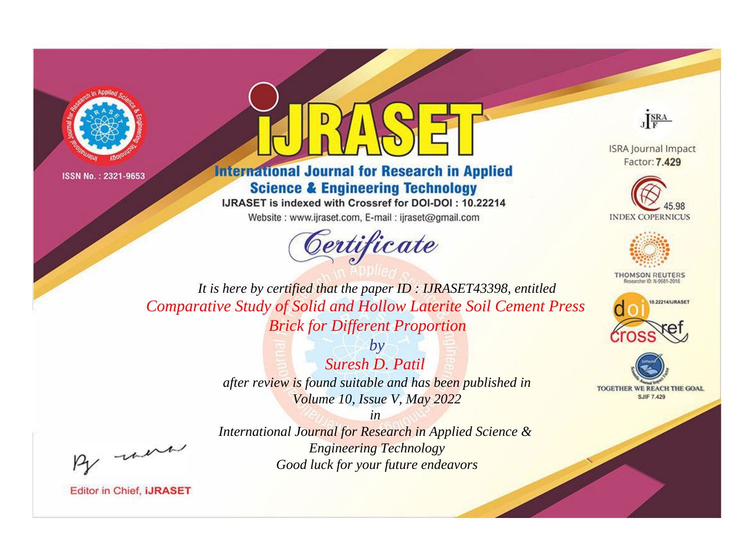ISSN No. : 2321-9653

# IJRASET

## International Journal for Research in Applied Science & Engineering Technology

IJRASET is indexed with Crossref for DOI-DOI : 10.22214

Website : www.ijraset.com, E-mail : ijraset@gmail.com

ISRA Journal Impact Factor: **7.429**

45.98 INDEX COPERNICUS

THOMSON REUTERS Researcher ID: N-9681-2016

10.22214/IJRASET

TOGETHER WE REACH THE GOAL SJIF 7.429

## *Certificate*

*It is here by certified that the paper ID : IJRASET43398, entitled*

*Comparative Study of Solid and Hollow Laterite Soil Cement Press Brick for Different Proportion*

*by*

*Suresh D. Patil*

*after review is found suitable and has been published in*

*Volume 10, Issue V, May 2022*

*in*

*International Journal for Research in Applied Science & Engineering Technology*

*Good luck for your future endeavors*

Editor in Chief, **IJRASET**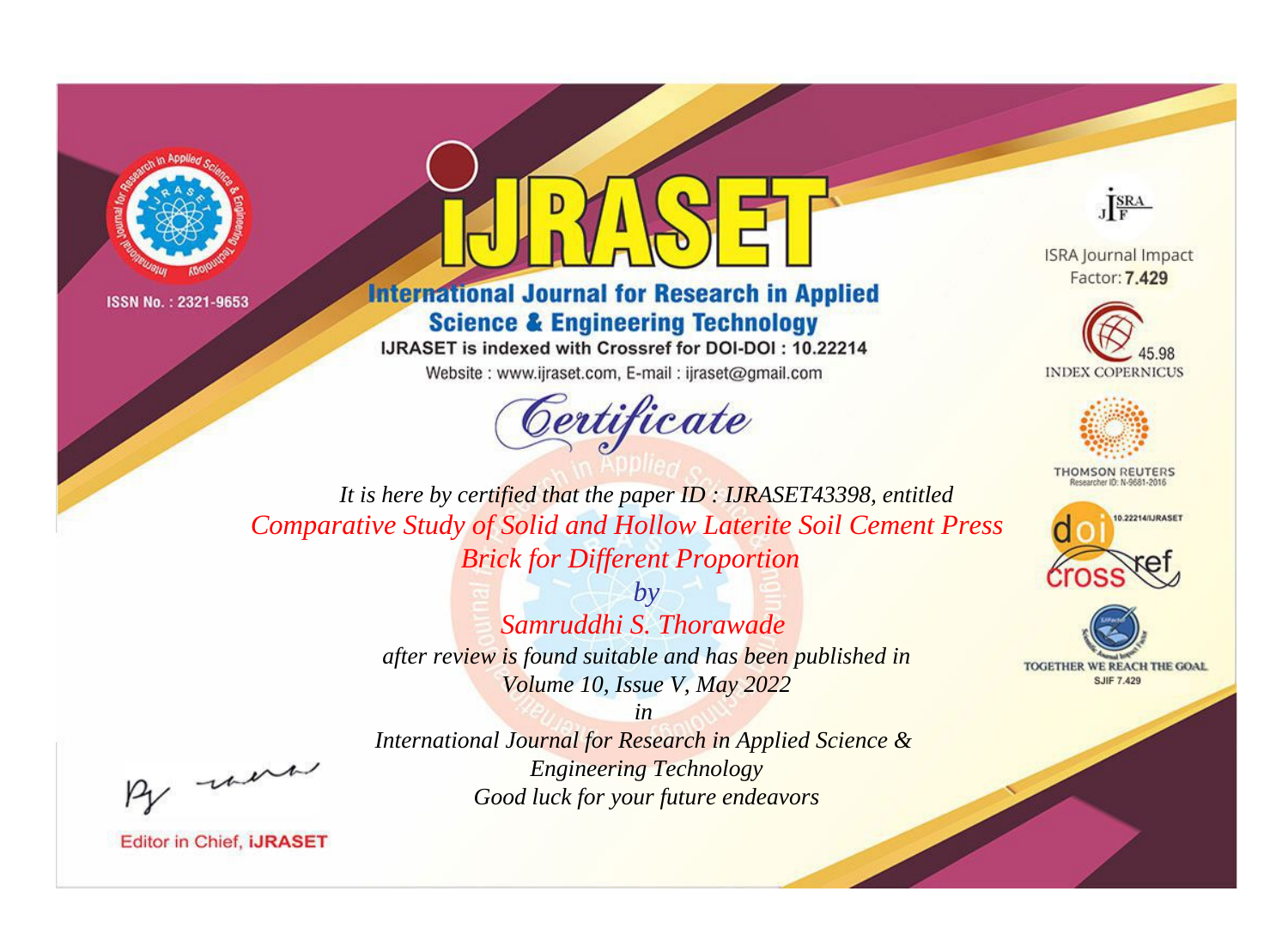ISSN No. : 2321-9653

# iJRASET

## International Journal for Research in Applied Science & Engineering Technology

IJRASET is indexed with Crossref for DOI-DOI : 10.22214

Website : www.ijraset.com, E-mail : ijraset@gmail.com

ISRA Journal Impact Factor: **7.429**

45.98 INDEX COPERNICUS

THOMSON REUTERS Researcher ID: N-9681-2016

10.22214/IJRASET

TOGETHER WE REACH THE GOAL SJIF 7.429

# Certificate

*It is here by certified that the paper ID : IJRASET43398, entitled*

*Comparative Study of Solid and Hollow Laterite Soil Cement Press Brick for Different Proportion*

*by*

*Samruddhi S. Thorawade*

*after review is found suitable and has been published in*

*Volume 10, Issue V, May 2022*

*in*

*International Journal for Research in Applied Science & Engineering Technology*

*Good luck for your future endeavors*

Editor in Chief, iJRASET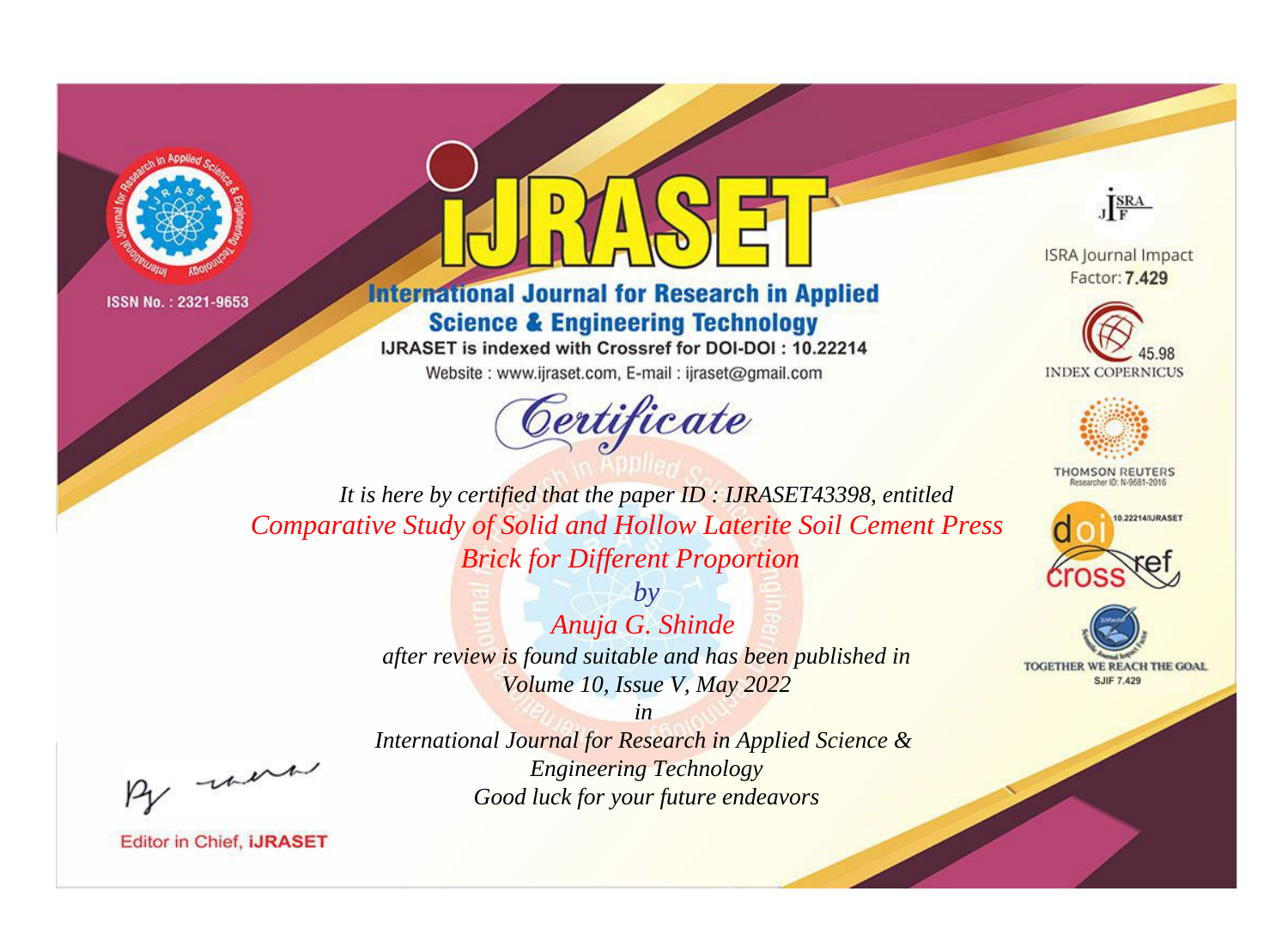ISSN No. : 2321-9653

# IJRASET

## International Journal for Research in Applied Science & Engineering Technology

IJRASET is indexed with Crossref for DOI-DOI : 10.22214

Website : www.ijraset.com, E-mail : ijraset@gmail.com

ISRA Journal Impact Factor: **7.429**

45.98 INDEX COPERNICUS

THOMSON REUTERS Researcher ID: N-9681-2016

10.22214/IJRASET

TOGETHER WE REACH THE GOAL SJIF 7.429

# *Certificate*

*It is here by certified that the paper ID : IJRASET43398, entitled*

*Comparative Study of Solid and Hollow Laterite Soil Cement Press Brick for Different Proportion*

*by*

*Anuja G. Shinde*

*after review is found suitable and has been published in*

*Volume 10, Issue V, May 2022*

*in*

*International Journal for Research in Applied Science & Engineering Technology*

*Good luck for your future endeavors*

Editor in Chief, **iJRASET**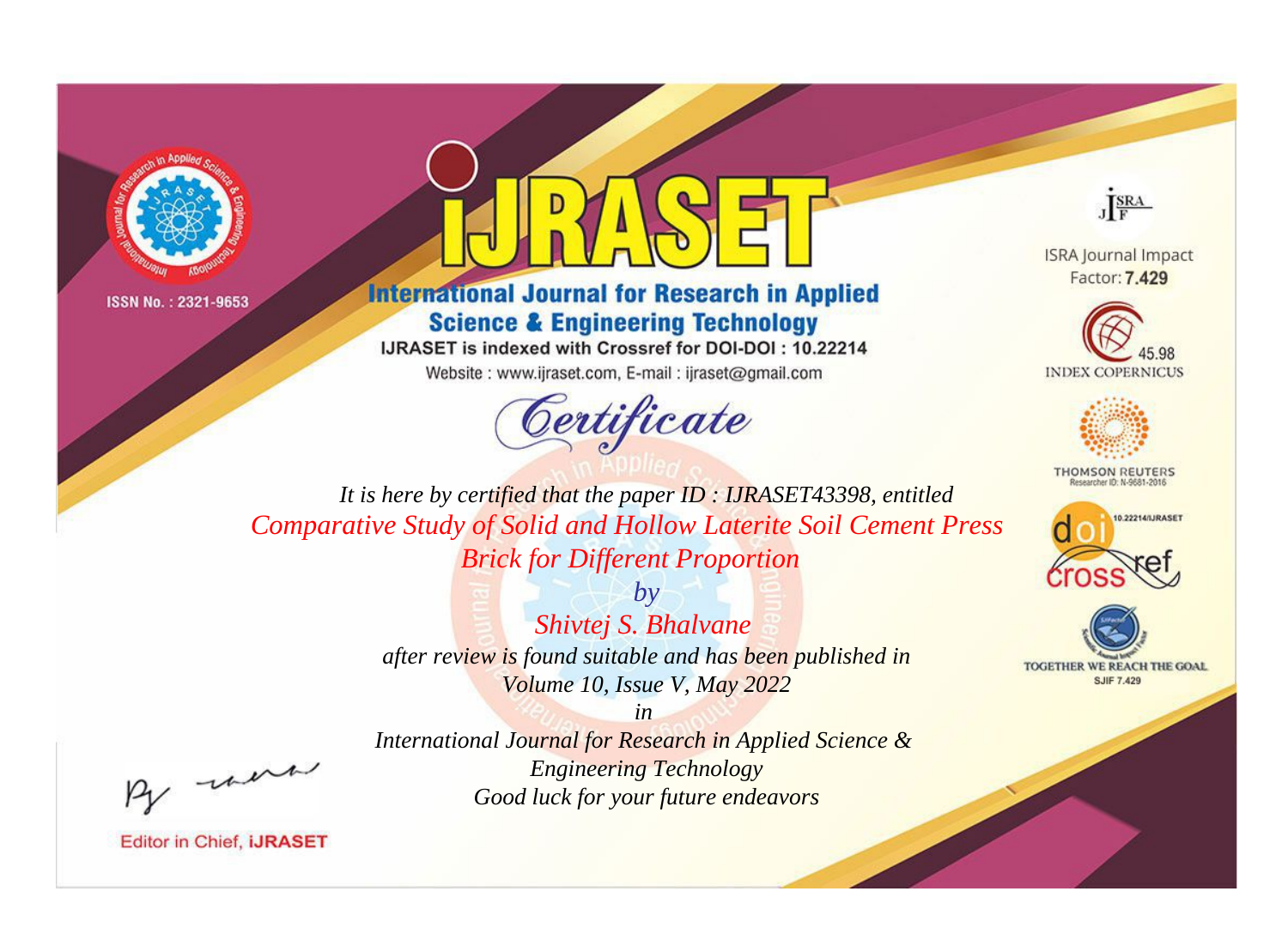ISSN No. : 2321-9653

# IJRASET

## International Journal for Research in Applied Science & Engineering Technology

IJRASET is indexed with Crossref for DOI-DOI : 10.22214

Website : www.ijraset.com, E-mail : ijraset@gmail.com

ISRA Journal Impact Factor: **7.429**

45.98 INDEX COPERNICUS

THOMSON REUTERS Researcher ID: N-9681-2016

10.22214/IJRASET

TOGETHER WE REACH THE GOAL SJIF 7.429

# Certificate

*It is here by certified that the paper ID : IJRASET43398, entitled*

*Comparative Study of Solid and Hollow Laterite Soil Cement Press Brick for Different Proportion*

*by*

*Shivtej S. Bhalvane*

*after review is found suitable and has been published in*

*Volume 10, Issue V, May 2022*

*in*

*International Journal for Research in Applied Science & Engineering Technology*

*Good luck for your future endeavors*

Editor in Chief, **iJRASET**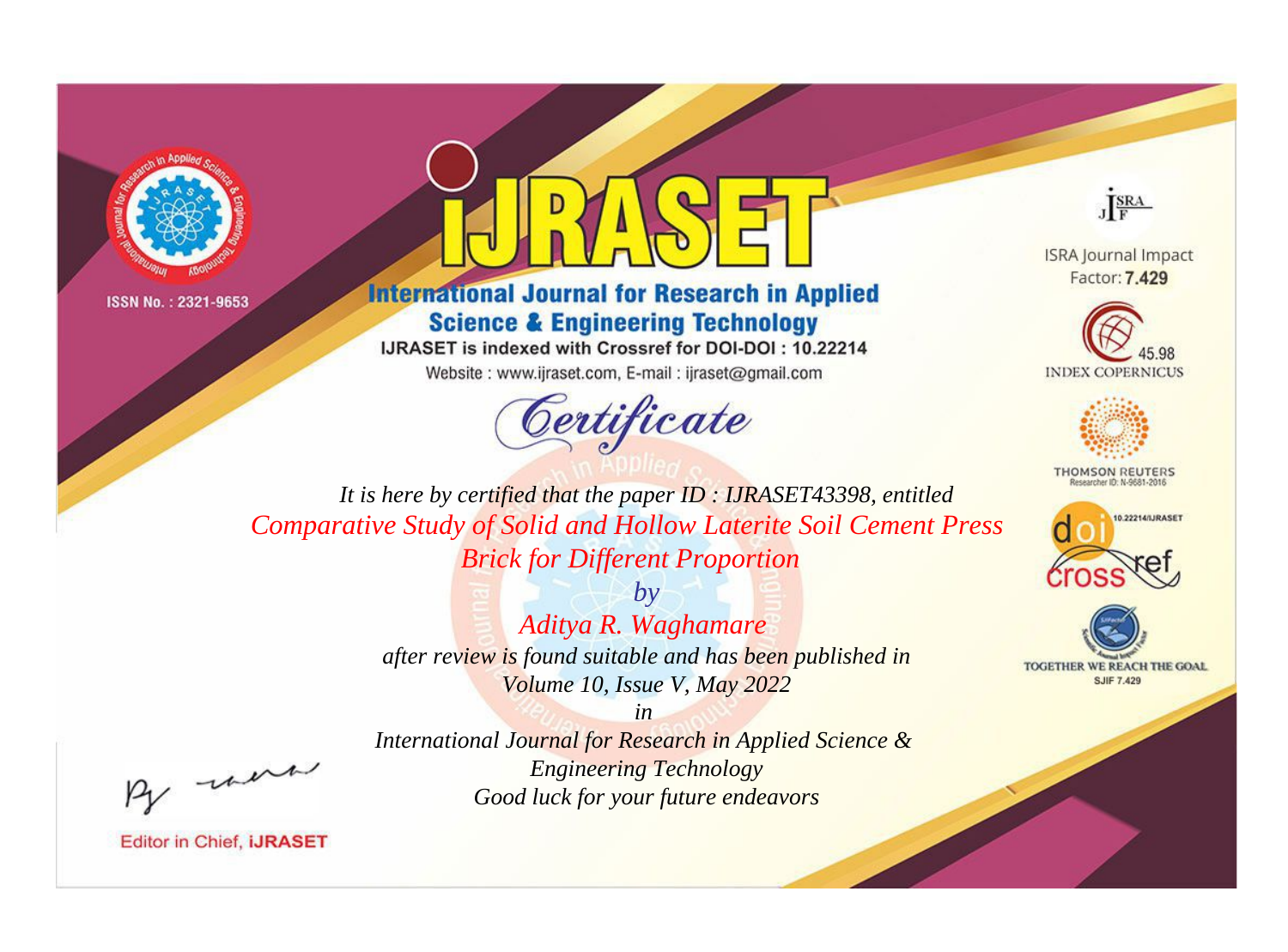ISSN No. : 2321-9653

# iJRASET

## International Journal for Research in Applied Science & Engineering Technology

IJRASET is indexed with Crossref for DOI-DOI : 10.22214

Website : www.ijraset.com, E-mail : ijraset@gmail.com

*Certificate*

*It is here by certified that the paper ID : IJRASET43398, entitled*

*Comparative Study of Solid and Hollow Laterite Soil Cement Press Brick for Different Proportion*

*by*

*Aditya R. Waghamare*

*after review is found suitable and has been published in*

*Volume 10, Issue V, May 2022*

*in*

*International Journal for Research in Applied Science & Engineering Technology*

*Good luck for your future endeavors*

ISRA Journal Impact Factor: **7.429**

45.98 INDEX COPERNICUS

THOMSON REUTERS Researcher ID: N-9681-2016

10.22214/IJRASET

TOGETHER WE REACH THE GOAL SJIF 7.429

Editor in Chief, **iJRASET**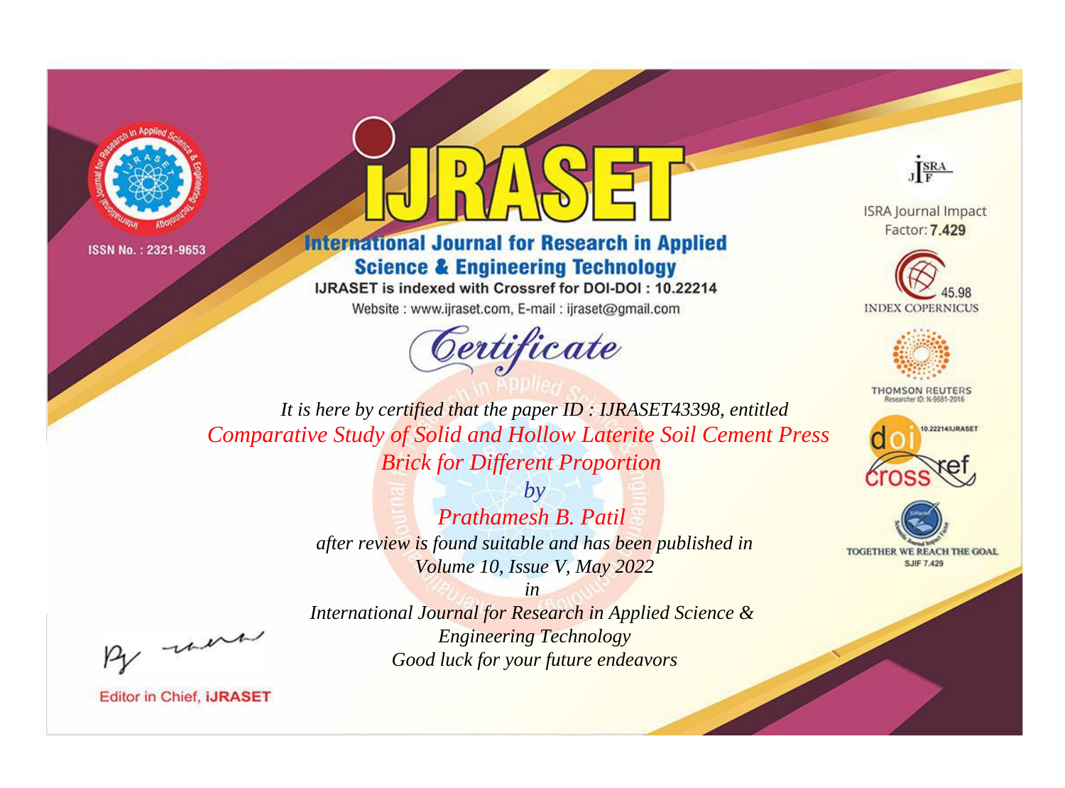ISSN No. : 2321-9653

# iJRASET

## International Journal for Research in Applied Science & Engineering Technology

IJRASET is indexed with Crossref for DOI-DOI : 10.22214

Website : www.ijraset.com, E-mail : ijraset@gmail.com

ISRA Journal Impact Factor: **7.429**

45.98 INDEX COPERNICUS

THOMSON REUTERS Researcher ID: N-9681-2016

10.22214/IJRASET

TOGETHER WE REACH THE GOAL SJIF 7.429

*Certificate*

*It is here by certified that the paper ID : IJRASET43398, entitled*

*Comparative Study of Solid and Hollow Laterite Soil Cement Press Brick for Different Proportion*

*by*

*Prathamesh B. Patil*

*after review is found suitable and has been published in*

*Volume 10, Issue V, May 2022*

*in*

*International Journal for Research in Applied Science & Engineering Technology*

*Good luck for your future endeavors*

Editor in Chief, **iJRASET**